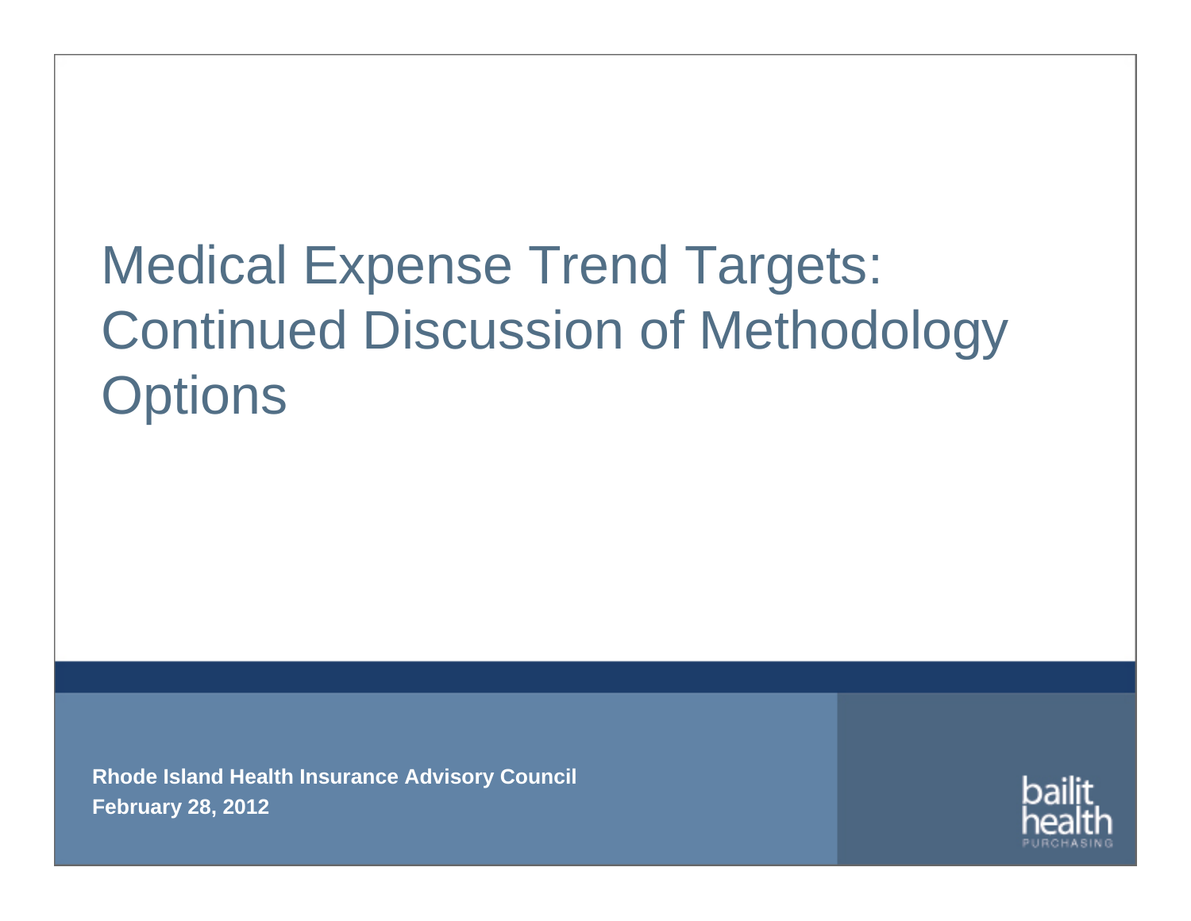# Medical Expense Trend Targets: Continued Discussion of Methodology Options

**Rhode Island Health Insurance Advisory Council**
**February 28, 2012**

bailit health PURCHASING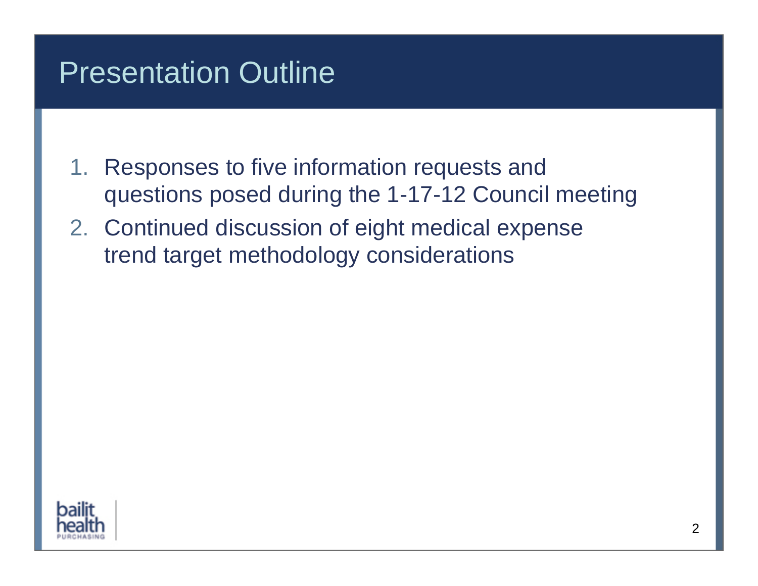# Presentation Outline

1. Responses to five information requests and questions posed during the 1-17-12 Council meeting
2. Continued discussion of eight medical expense trend target methodology considerations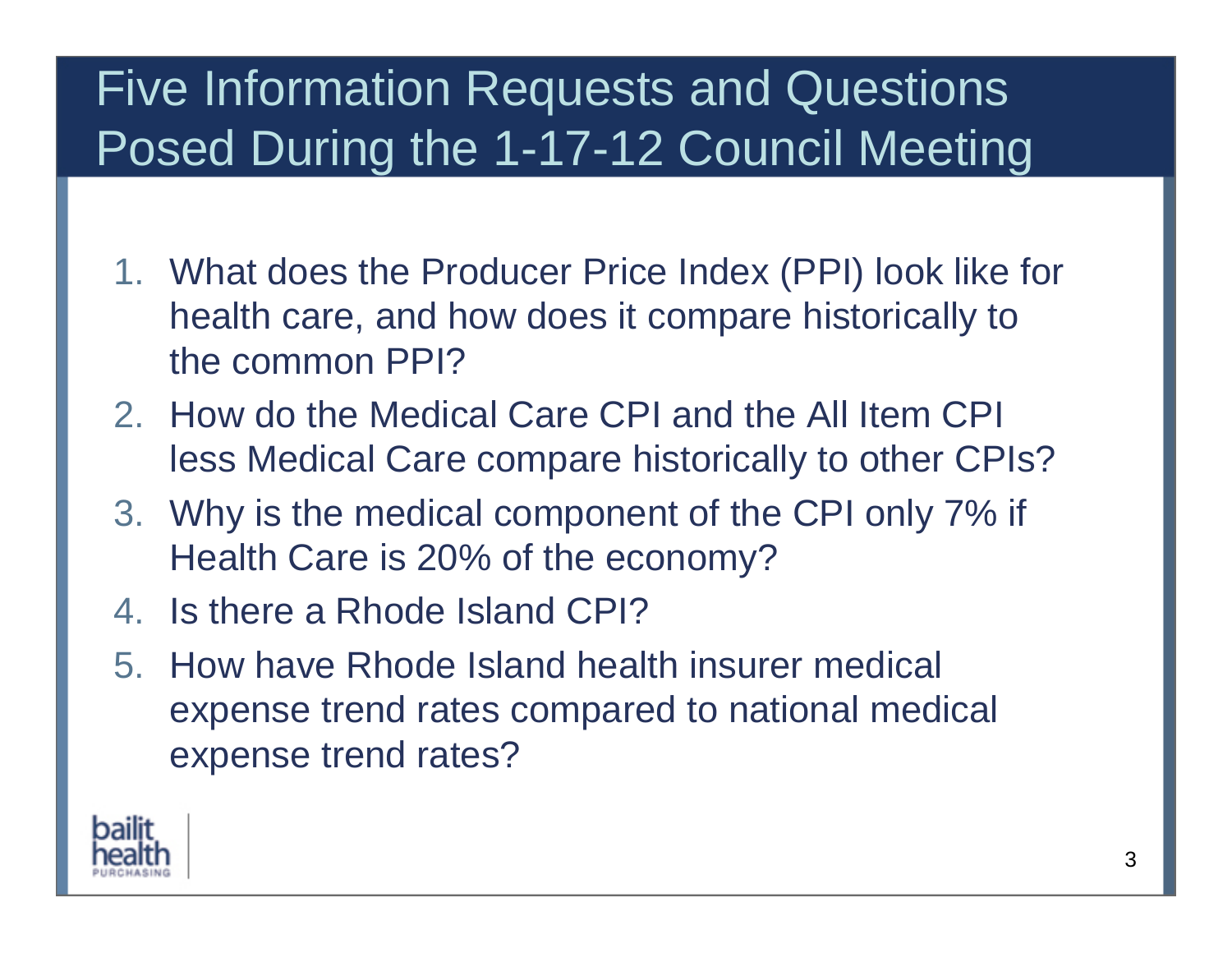# Five Information Requests and Questions Posed During the 1-17-12 Council Meeting

1. What does the Producer Price Index (PPI) look like for health care, and how does it compare historically to the common PPI?
2. How do the Medical Care CPI and the All Item CPI less Medical Care compare historically to other CPIs?
3. Why is the medical component of the CPI only 7% if Health Care is 20% of the economy?
4. Is there a Rhode Island CPI?
5. How have Rhode Island health insurer medical expense trend rates compared to national medical expense trend rates?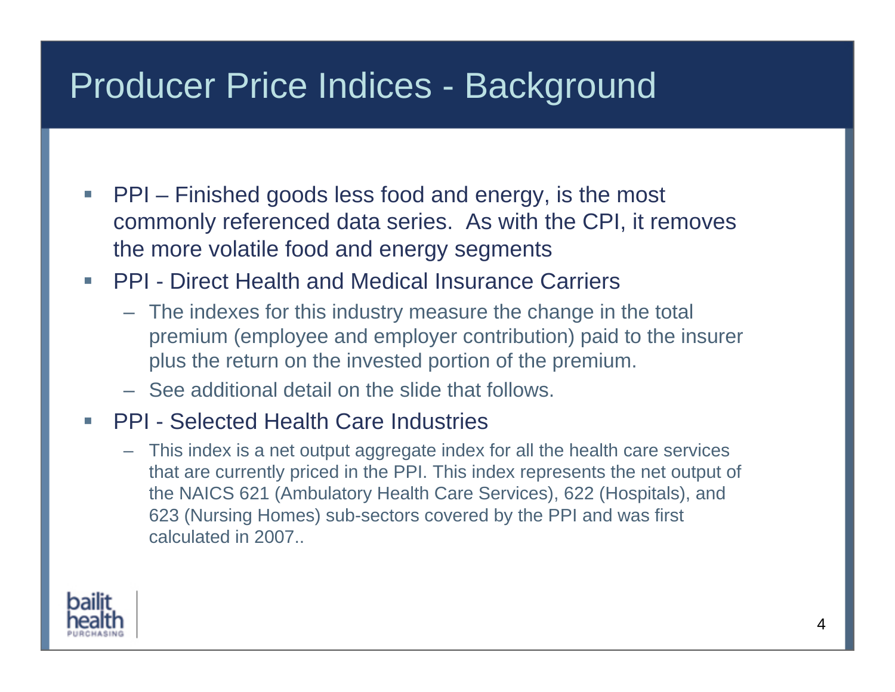# Producer Price Indices - Background

- PPI – Finished goods less food and energy, is the most commonly referenced data series. As with the CPI, it removes the more volatile food and energy segments
- PPI - Direct Health and Medical Insurance Carriers
  - The indexes for this industry measure the change in the total premium (employee and employer contribution) paid to the insurer plus the return on the invested portion of the premium.
  - See additional detail on the slide that follows.
- PPI - Selected Health Care Industries
  - This index is a net output aggregate index for all the health care services that are currently priced in the PPI. This index represents the net output of the NAICS 621 (Ambulatory Health Care Services), 622 (Hospitals), and 623 (Nursing Homes) sub-sectors covered by the PPI and was first calculated in 2007..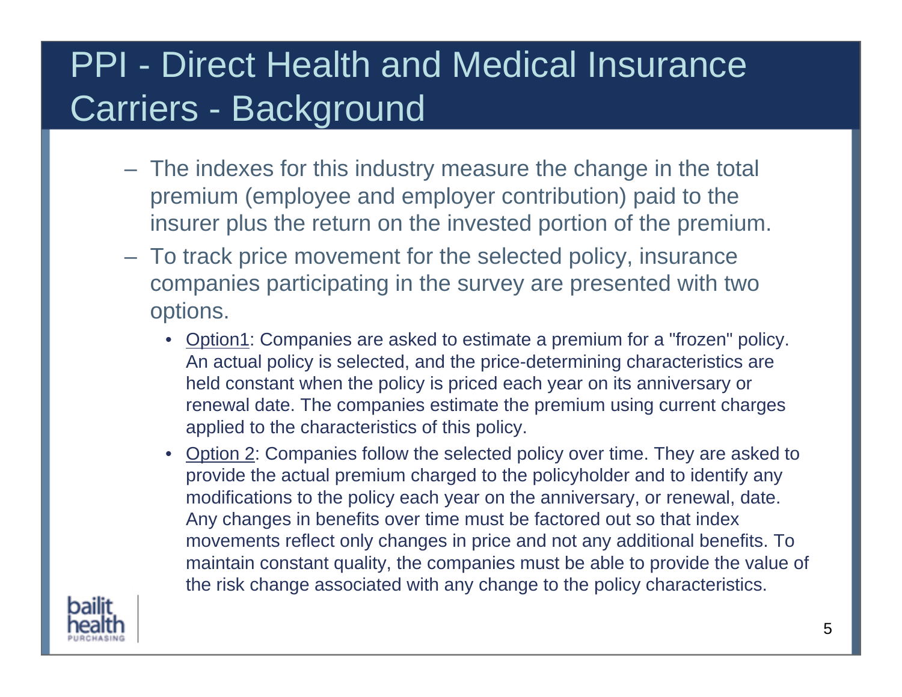# PPI - Direct Health and Medical Insurance Carriers - Background

- The indexes for this industry measure the change in the total premium (employee and employer contribution) paid to the insurer plus the return on the invested portion of the premium.
- To track price movement for the selected policy, insurance companies participating in the survey are presented with two options.
  - Option1: Companies are asked to estimate a premium for a "frozen" policy. An actual policy is selected, and the price-determining characteristics are held constant when the policy is priced each year on its anniversary or renewal date. The companies estimate the premium using current charges applied to the characteristics of this policy.
  - Option 2: Companies follow the selected policy over time. They are asked to provide the actual premium charged to the policyholder and to identify any modifications to the policy each year on the anniversary, or renewal, date. Any changes in benefits over time must be factored out so that index movements reflect only changes in price and not any additional benefits. To maintain constant quality, the companies must be able to provide the value of the risk change associated with any change to the policy characteristics.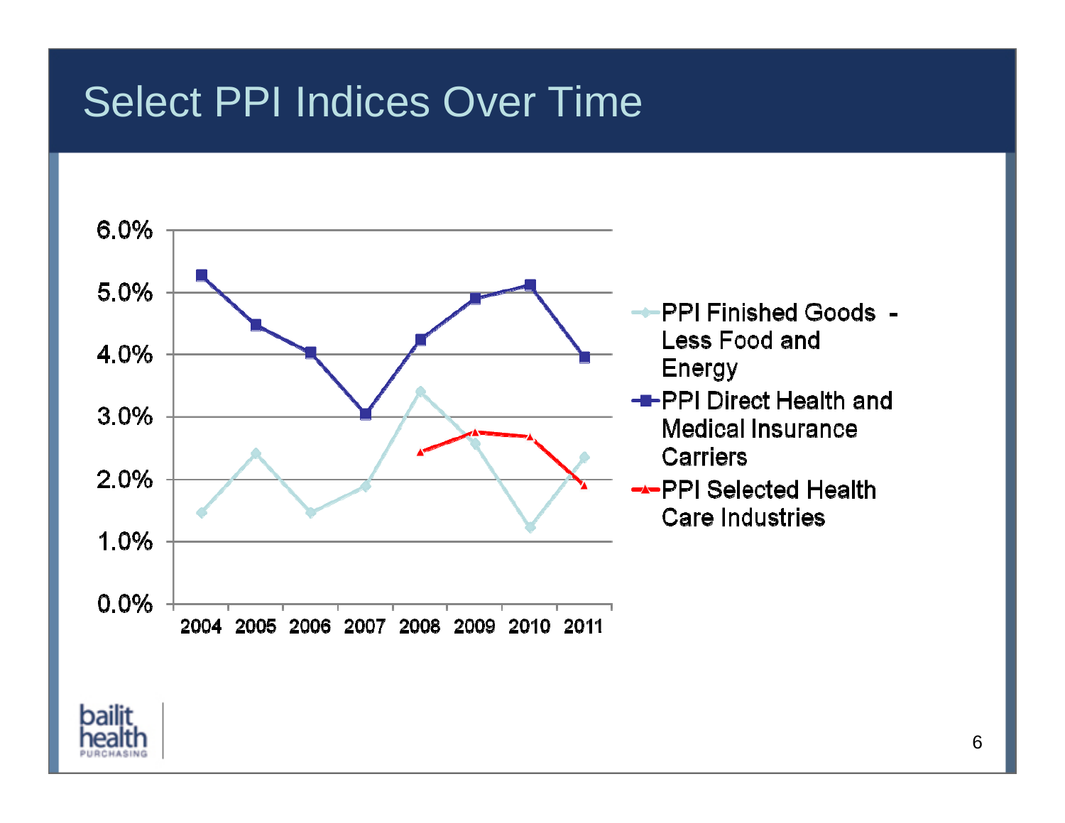# Select PPI Indices Over Time

6.0%
5.0%
4.0%
3.0%
2.0%
1.0%
0.0%

2004 2005 2006 2007 2008 2009 2010 2011

- PPI Finished Goods - Less Food and Energy
- PPI Direct Health and Medical Insurance Carriers
- PPI Selected Health Care Industries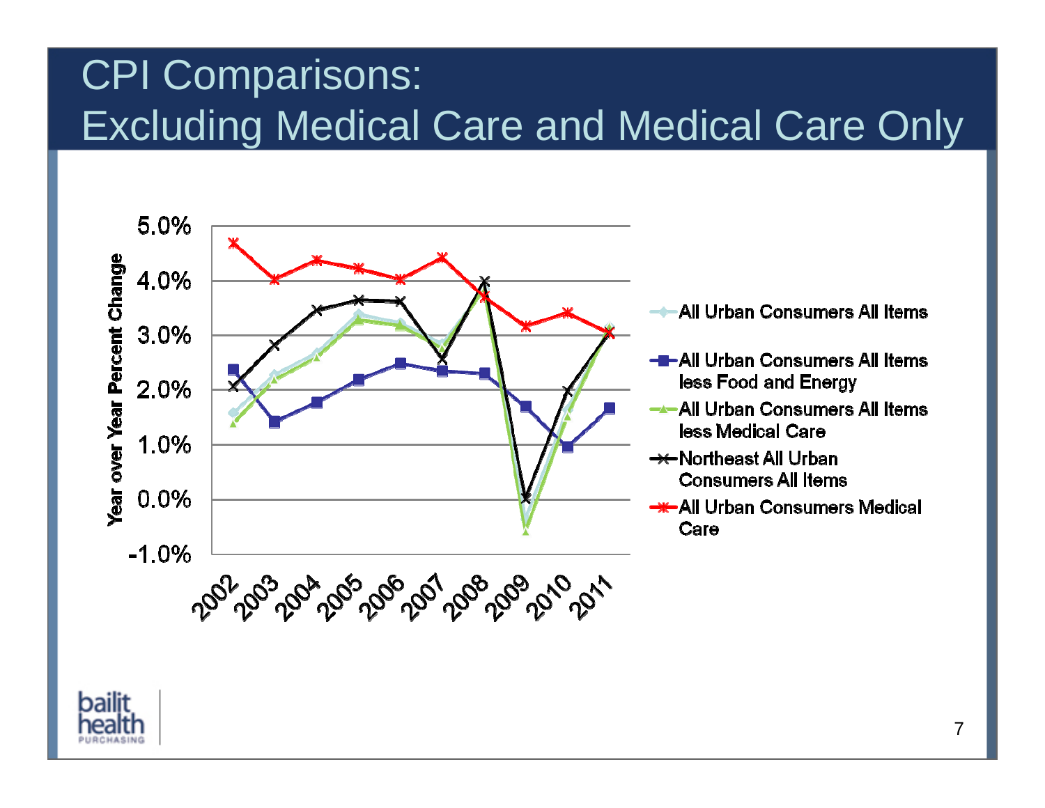# CPI Comparisons: Excluding Medical Care and Medical Care Only

Year over Year Percent Change

5.0%
4.0%
3.0%
2.0%
1.0%
0.0%
-1.0%

2002 2003 2004 2005 2006 2007 2008 2009 2010 2011

- All Urban Consumers All Items
- All Urban Consumers All Items less Food and Energy
- All Urban Consumers All Items less Medical Care
- Northeast All Urban Consumers All Items
- All Urban Consumers Medical Care

bailit health PURCHASING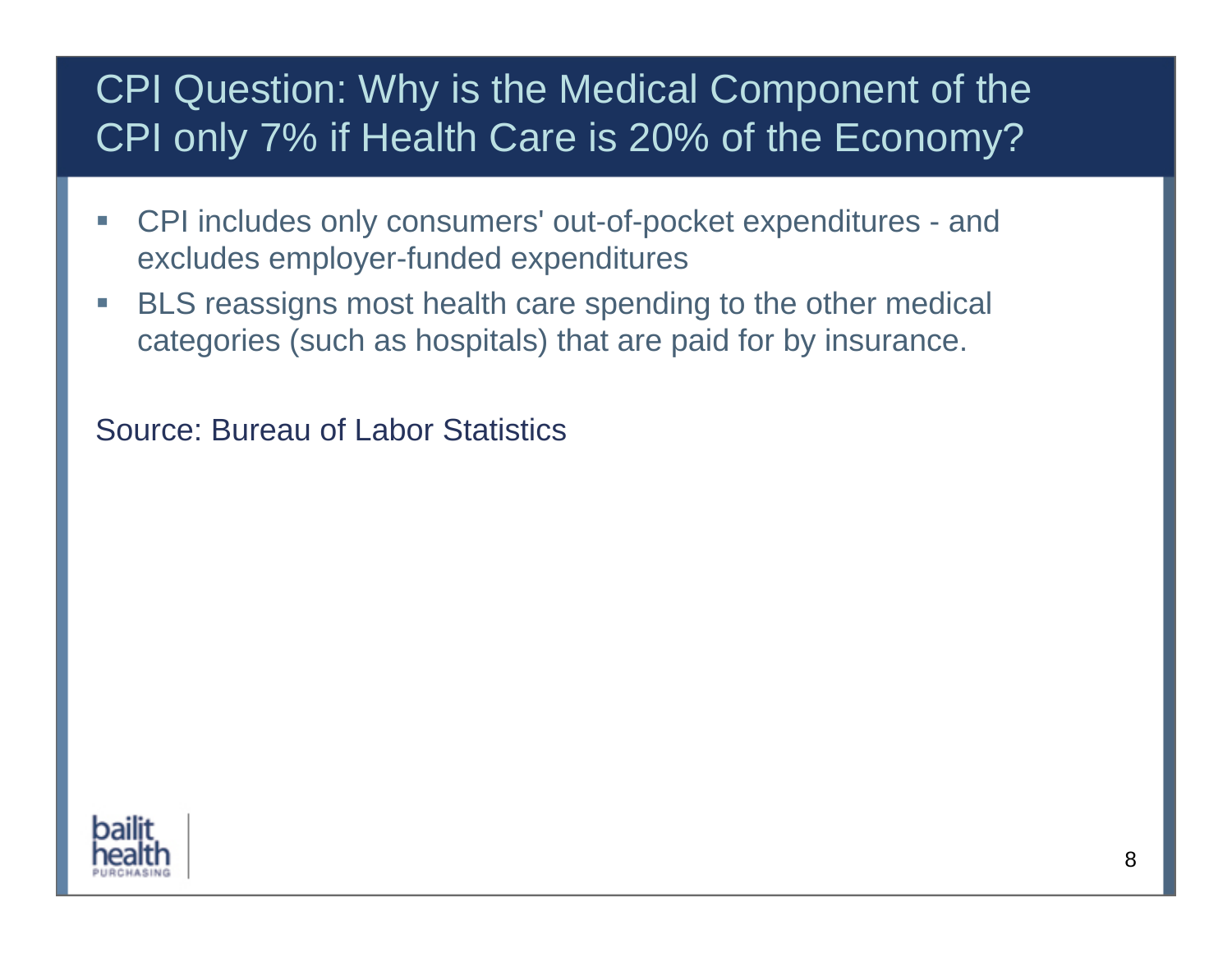# CPI Question: Why is the Medical Component of the CPI only 7% if Health Care is 20% of the Economy?

- CPI includes only consumers' out-of-pocket expenditures - and excludes employer-funded expenditures
- BLS reassigns most health care spending to the other medical categories (such as hospitals) that are paid for by insurance.

Source: Bureau of Labor Statistics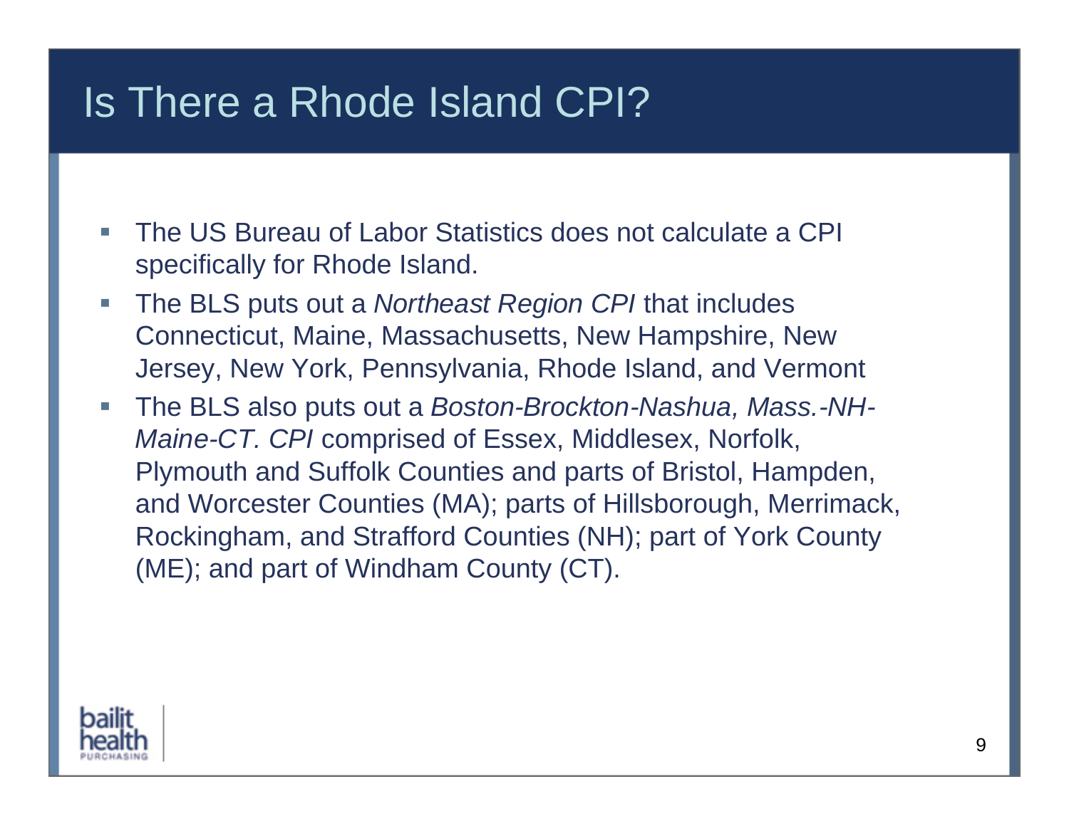# Is There a Rhode Island CPI?

- The US Bureau of Labor Statistics does not calculate a CPI specifically for Rhode Island.
- The BLS puts out a *Northeast Region CPI* that includes Connecticut, Maine, Massachusetts, New Hampshire, New Jersey, New York, Pennsylvania, Rhode Island, and Vermont
- The BLS also puts out a *Boston-Brockton-Nashua, Mass.-NH-Maine-CT. CPI* comprised of Essex, Middlesex, Norfolk, Plymouth and Suffolk Counties and parts of Bristol, Hampden, and Worcester Counties (MA); parts of Hillsborough, Merrimack, Rockingham, and Strafford Counties (NH); part of York County (ME); and part of Windham County (CT).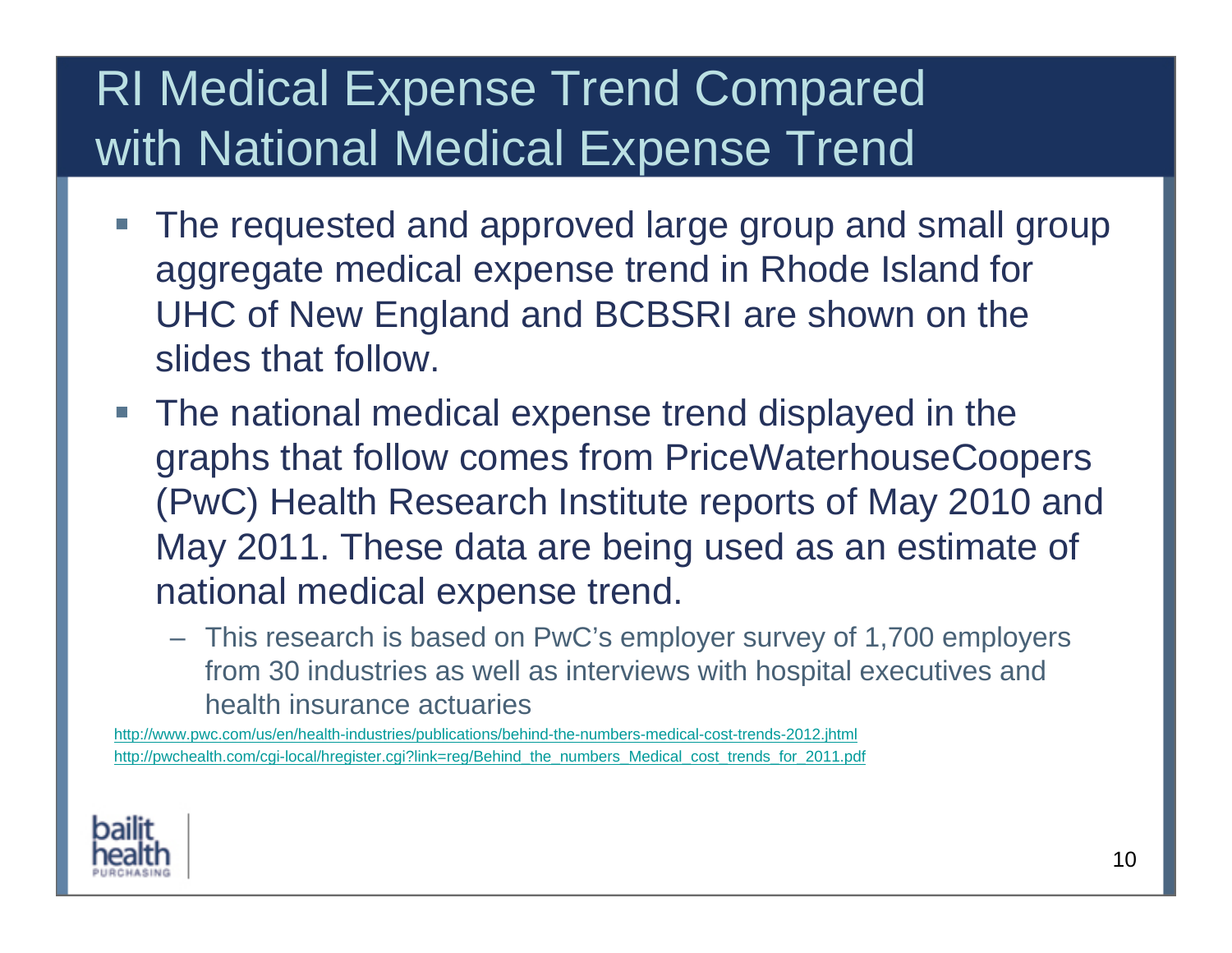# RI Medical Expense Trend Compared with National Medical Expense Trend

- The requested and approved large group and small group aggregate medical expense trend in Rhode Island for UHC of New England and BCBSRI are shown on the slides that follow.
- The national medical expense trend displayed in the graphs that follow comes from PriceWaterhouseCoopers (PwC) Health Research Institute reports of May 2010 and May 2011. These data are being used as an estimate of national medical expense trend.
  - This research is based on PwC's employer survey of 1,700 employers from 30 industries as well as interviews with hospital executives and health insurance actuaries

http://www.pwc.com/us/en/health-industries/publications/behind-the-numbers-medical-cost-trends-2012.jhtml
http://pwchealth.com/cgi-local/hregister.cgi?link=reg/Behind_the_numbers_Medical_cost_trends_for_2011.pdf

bailit health PURCHASING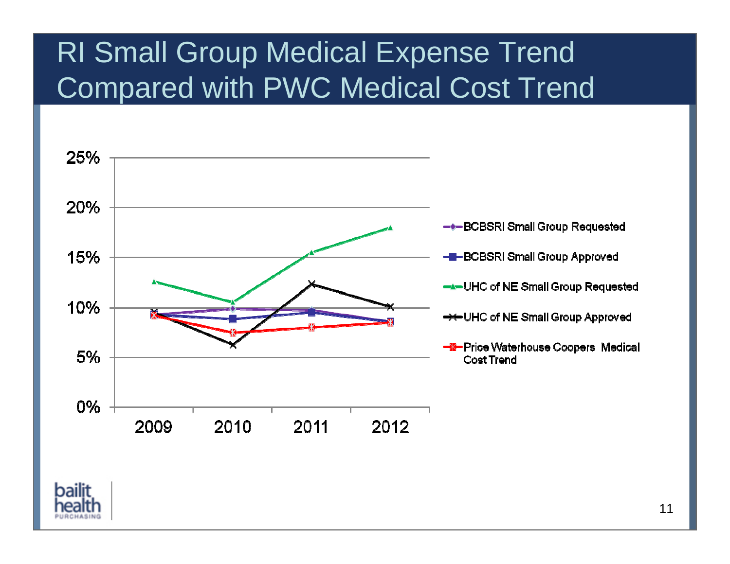# RI Small Group Medical Expense Trend Compared with PWC Medical Cost Trend

25%
20%
15%
10%
5%
0%

2009 2010 2011 2012

- BCBSRI Small Group Requested
- BCBSRI Small Group Approved
- UHC of NE Small Group Requested
- UHC of NE Small Group Approved
- Price Waterhouse Coopers Medical Cost Trend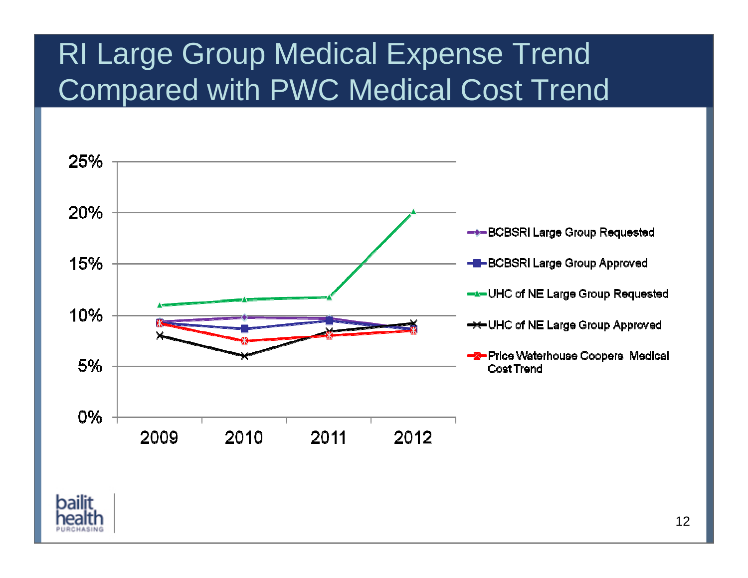# RI Large Group Medical Expense Trend Compared with PWC Medical Cost Trend

25%

20%

15%

10%

5%

0%

2009 2010 2011 2012

- BCBSRI Large Group Requested
- BCBSRI Large Group Approved
- UHC of NE Large Group Requested
- UHC of NE Large Group Approved
- Price Waterhouse Coopers Medical Cost Trend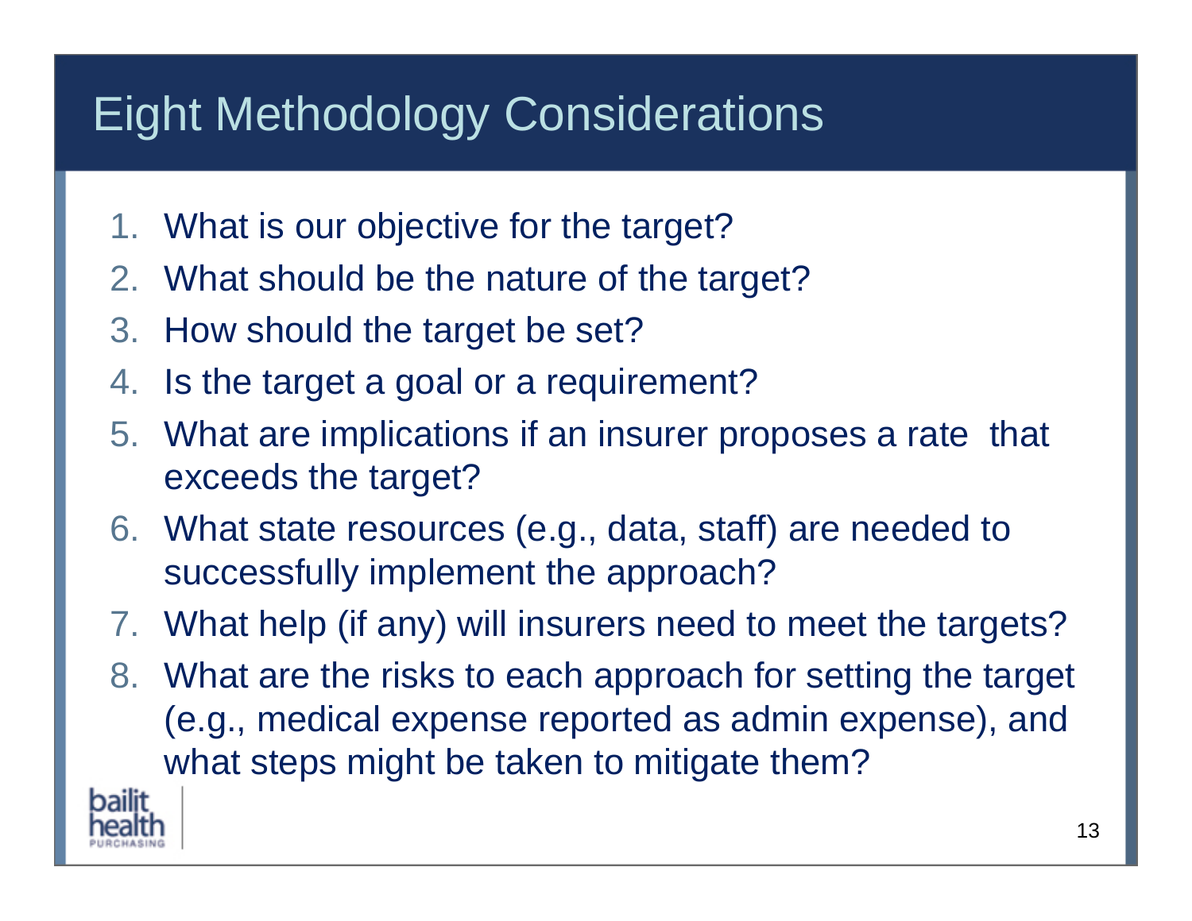# Eight Methodology Considerations

1. What is our objective for the target?
2. What should be the nature of the target?
3. How should the target be set?
4. Is the target a goal or a requirement?
5. What are implications if an insurer proposes a rate that exceeds the target?
6. What state resources (e.g., data, staff) are needed to successfully implement the approach?
7. What help (if any) will insurers need to meet the targets?
8. What are the risks to each approach for setting the target (e.g., medical expense reported as admin expense), and what steps might be taken to mitigate them?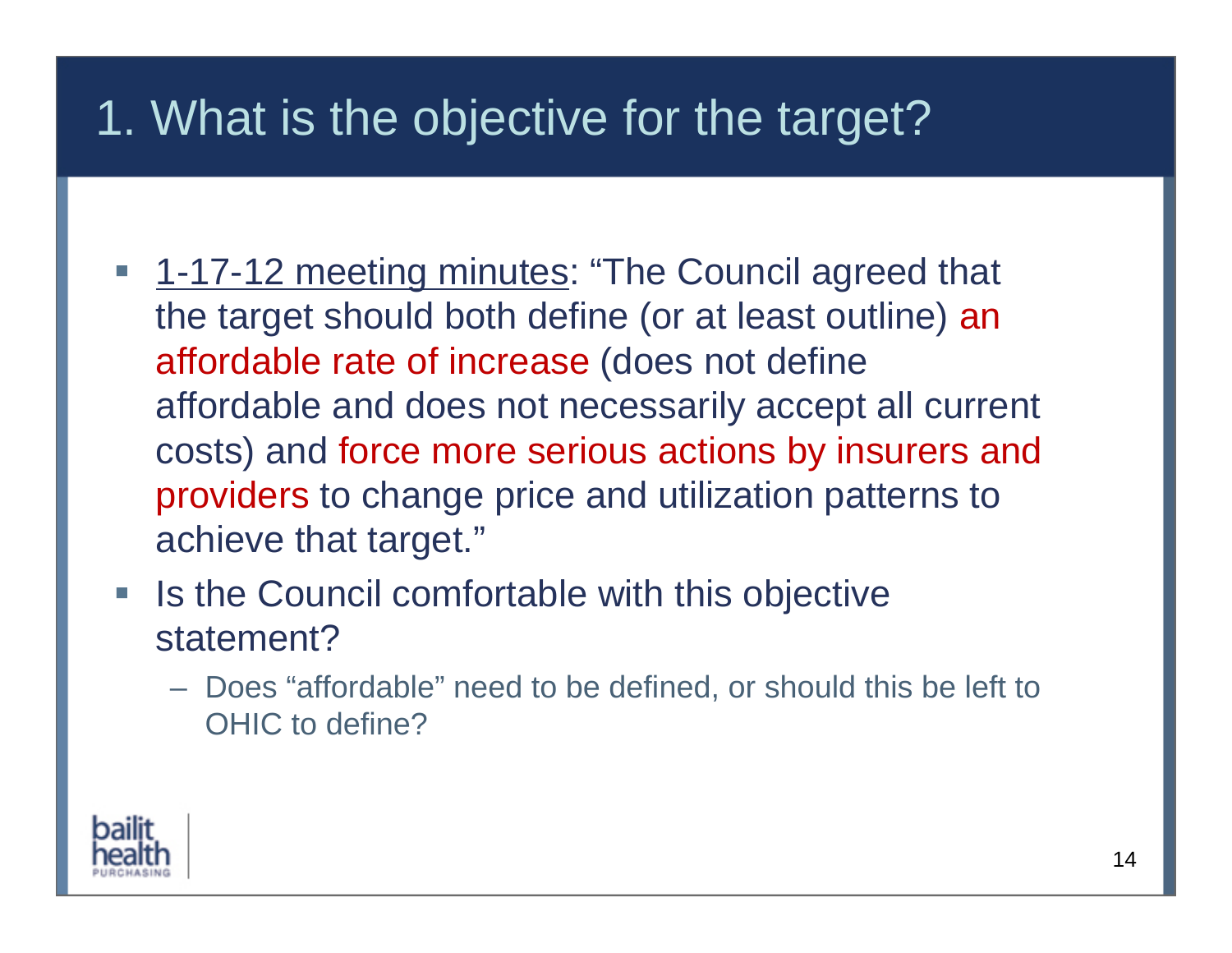# 1. What is the objective for the target?

- 1-17-12 meeting minutes: "The Council agreed that the target should both define (or at least outline) an affordable rate of increase (does not define affordable and does not necessarily accept all current costs) and force more serious actions by insurers and providers to change price and utilization patterns to achieve that target."
- Is the Council comfortable with this objective statement?
  - Does "affordable" need to be defined, or should this be left to OHIC to define?

bailit health PURCHASING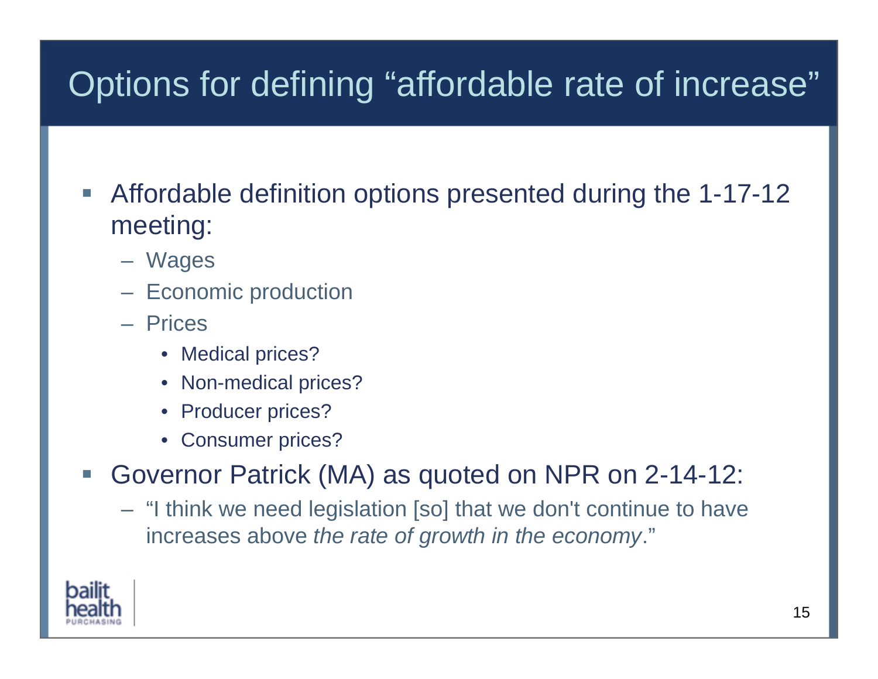# Options for defining "affordable rate of increase"

- Affordable definition options presented during the 1-17-12 meeting:
  - Wages
  - Economic production
  - Prices
    - Medical prices?
    - Non-medical prices?
    - Producer prices?
    - Consumer prices?
- Governor Patrick (MA) as quoted on NPR on 2-14-12:
  - "I think we need legislation [so] that we don't continue to have increases above *the rate of growth in the economy*."

bailit health PURCHASING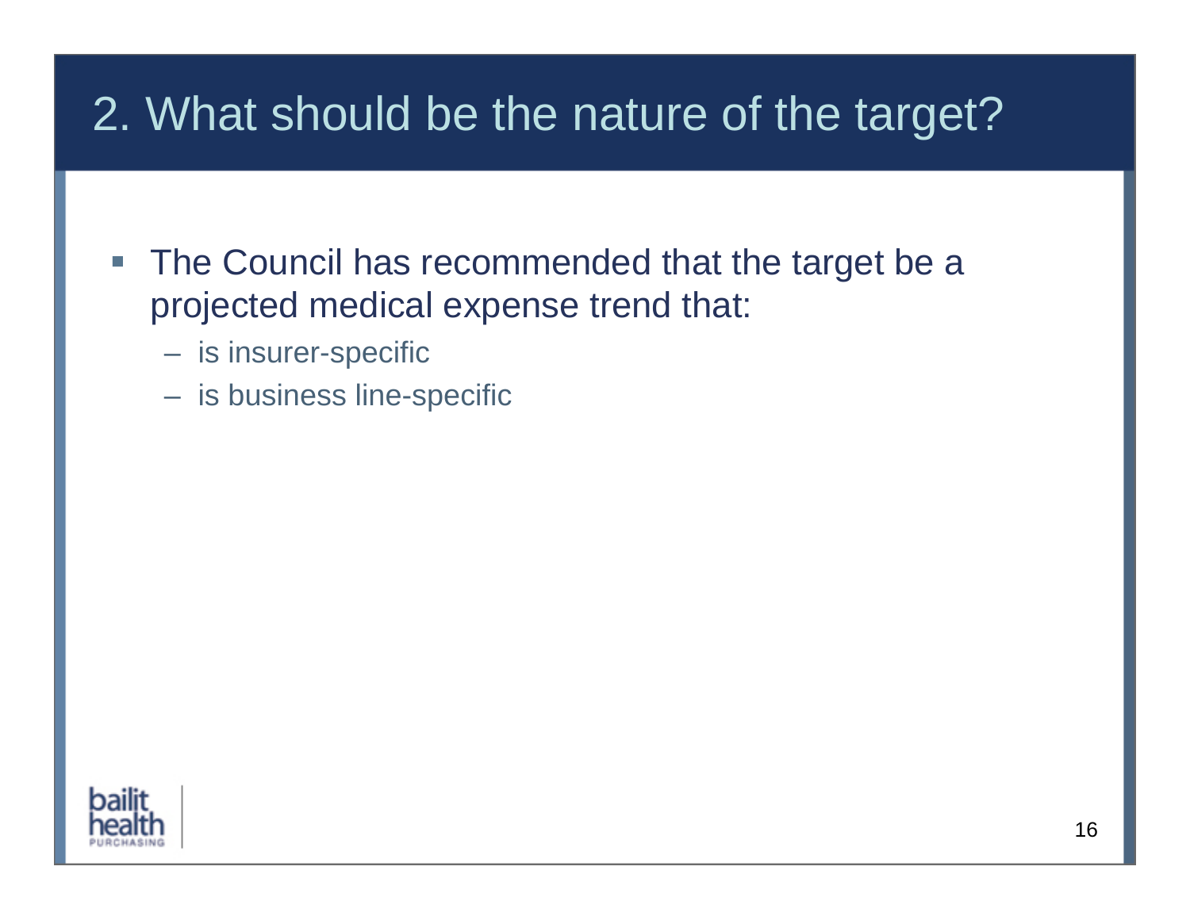# 2. What should be the nature of the target?

- The Council has recommended that the target be a projected medical expense trend that:
  - is insurer-specific
  - is business line-specific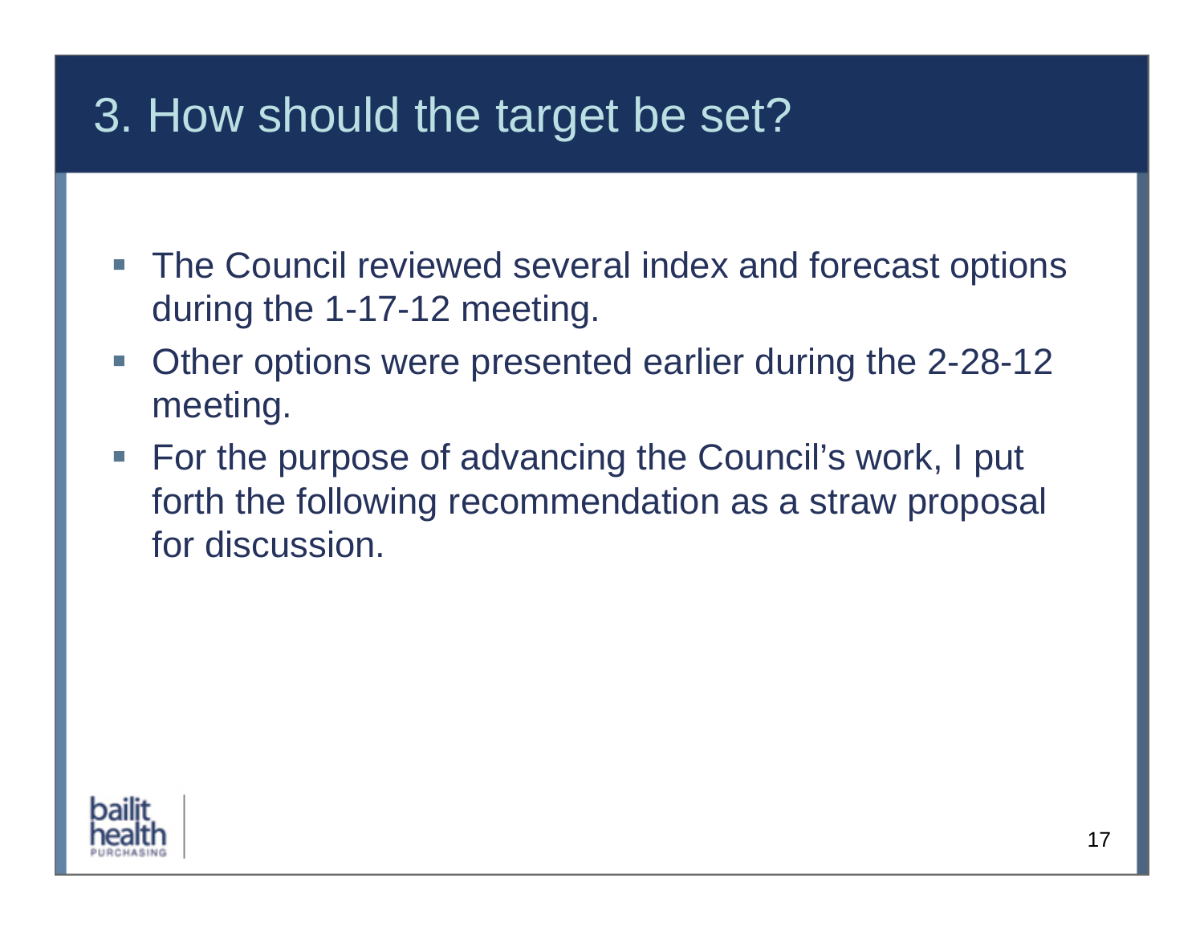# 3. How should the target be set?

- The Council reviewed several index and forecast options during the 1-17-12 meeting.
- Other options were presented earlier during the 2-28-12 meeting.
- For the purpose of advancing the Council's work, I put forth the following recommendation as a straw proposal for discussion.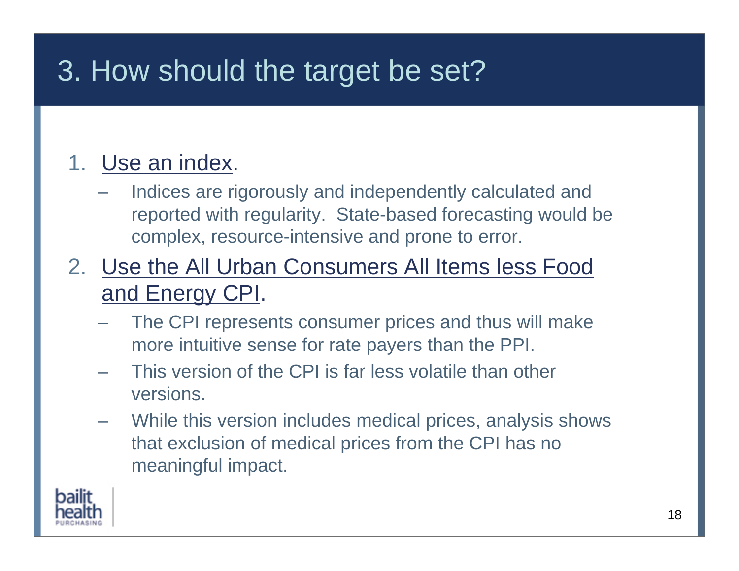# 3. How should the target be set?

1. Use an index.
   - Indices are rigorously and independently calculated and reported with regularity. State-based forecasting would be complex, resource-intensive and prone to error.
2. Use the All Urban Consumers All Items less Food and Energy CPI.
   - The CPI represents consumer prices and thus will make more intuitive sense for rate payers than the PPI.
   - This version of the CPI is far less volatile than other versions.
   - While this version includes medical prices, analysis shows that exclusion of medical prices from the CPI has no meaningful impact.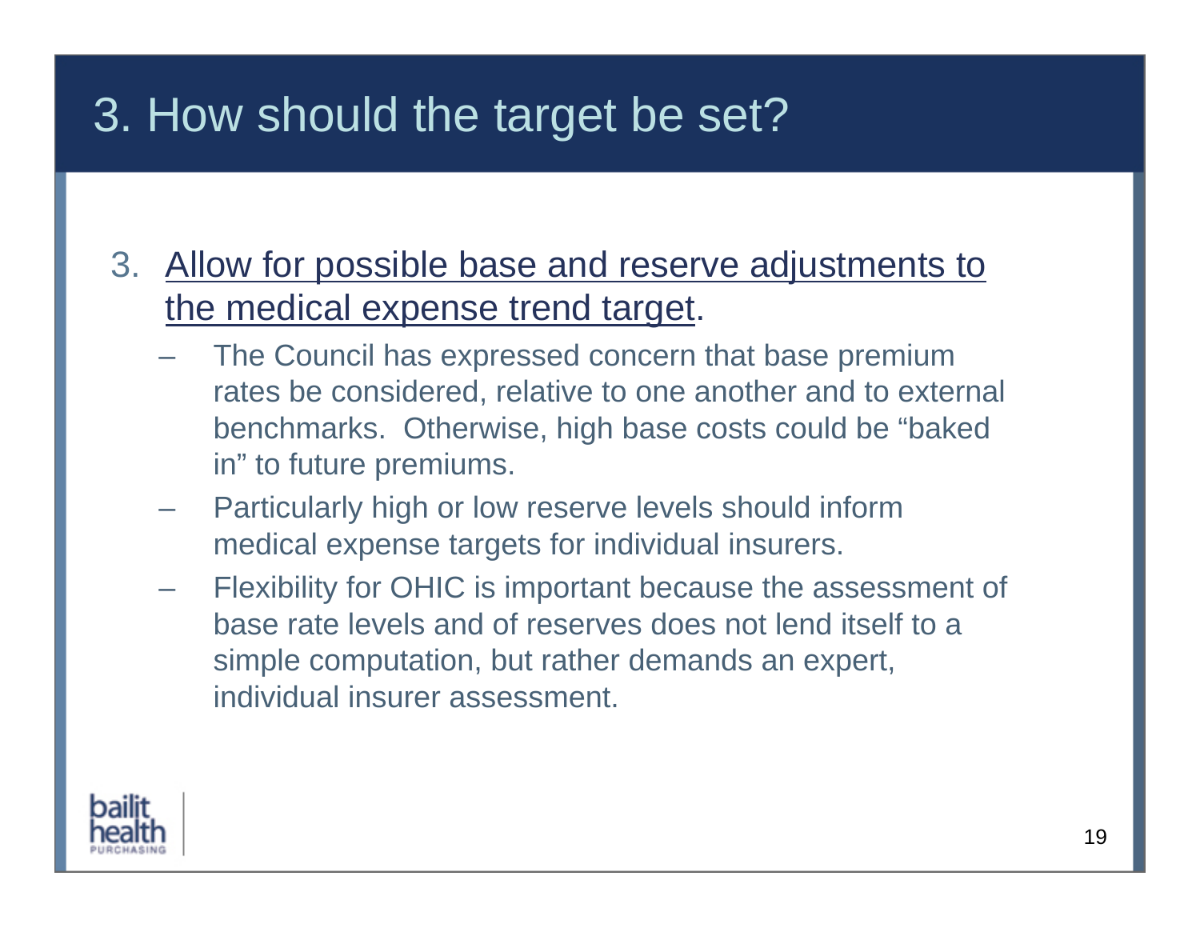# 3. How should the target be set?

3. <u>Allow for possible base and reserve adjustments to the medical expense trend target</u>.
   - The Council has expressed concern that base premium rates be considered, relative to one another and to external benchmarks. Otherwise, high base costs could be "baked in" to future premiums.
   - Particularly high or low reserve levels should inform medical expense targets for individual insurers.
   - Flexibility for OHIC is important because the assessment of base rate levels and of reserves does not lend itself to a simple computation, but rather demands an expert, individual insurer assessment.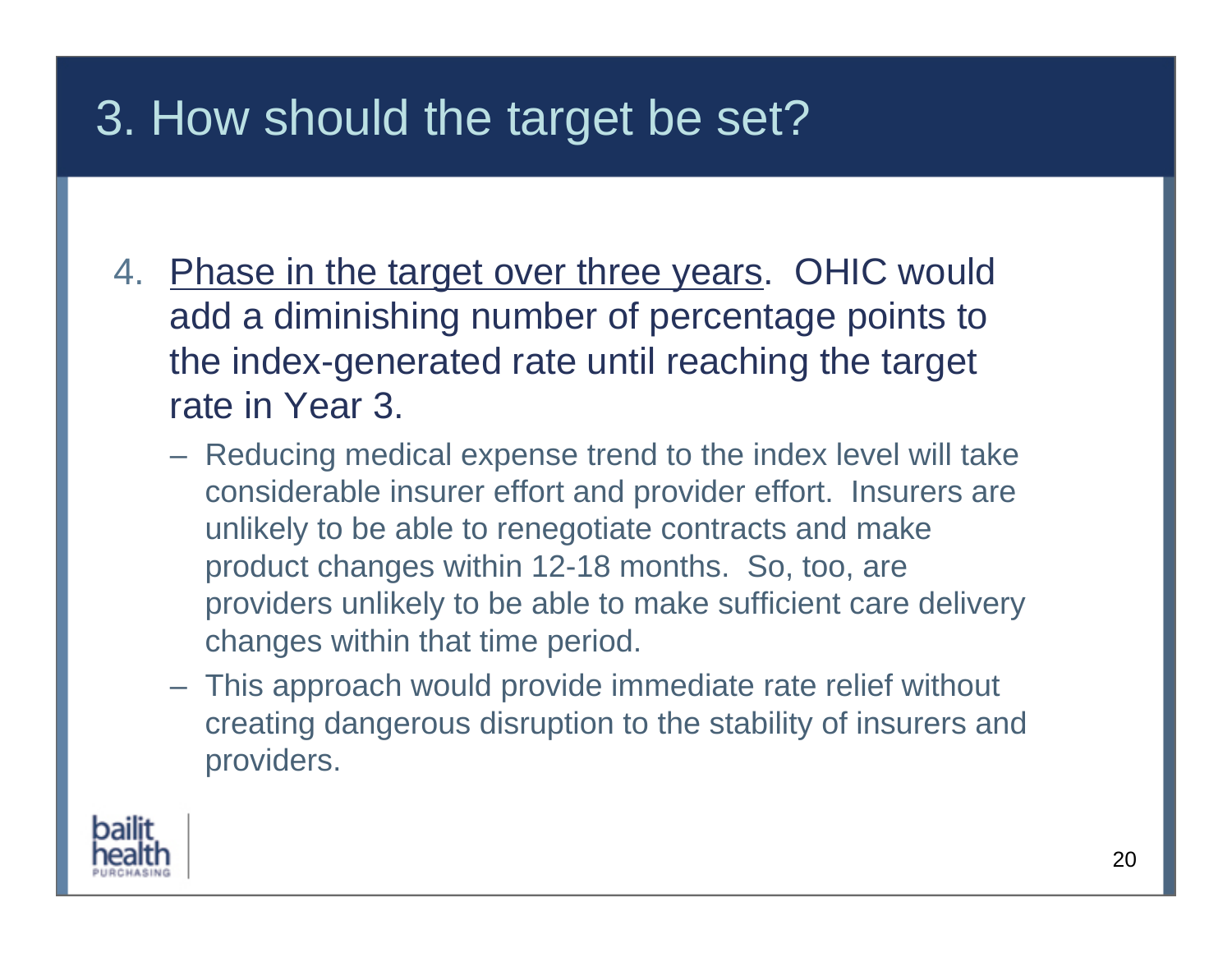# 3. How should the target be set?

4. <u>Phase in the target over three years</u>. OHIC would add a diminishing number of percentage points to the index-generated rate until reaching the target rate in Year 3.
   - Reducing medical expense trend to the index level will take considerable insurer effort and provider effort. Insurers are unlikely to be able to renegotiate contracts and make product changes within 12-18 months. So, too, are providers unlikely to be able to make sufficient care delivery changes within that time period.
   - This approach would provide immediate rate relief without creating dangerous disruption to the stability of insurers and providers.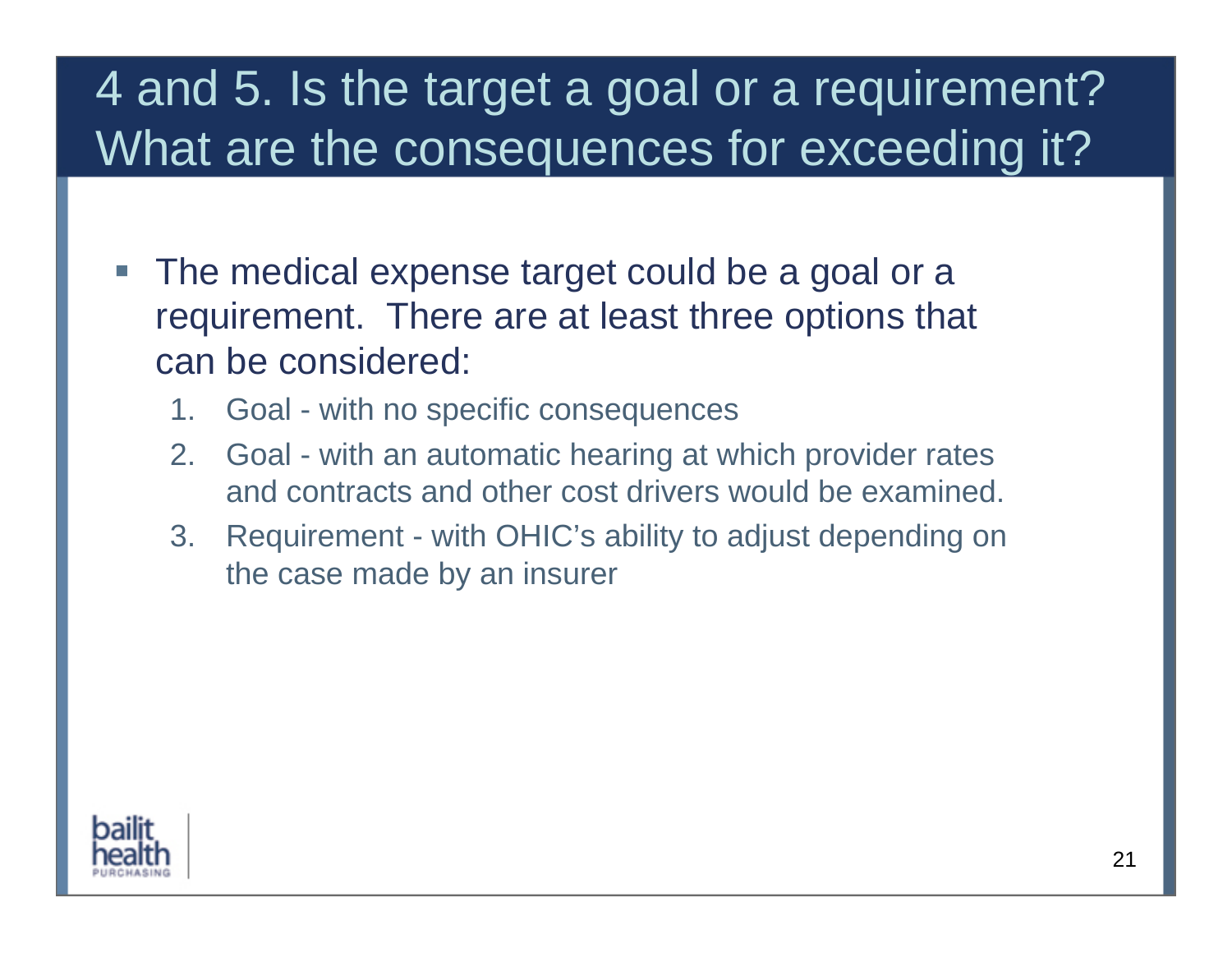# 4 and 5. Is the target a goal or a requirement? What are the consequences for exceeding it?

- The medical expense target could be a goal or a requirement. There are at least three options that can be considered:
  1. Goal - with no specific consequences
  2. Goal - with an automatic hearing at which provider rates and contracts and other cost drivers would be examined.
  3. Requirement - with OHIC's ability to adjust depending on the case made by an insurer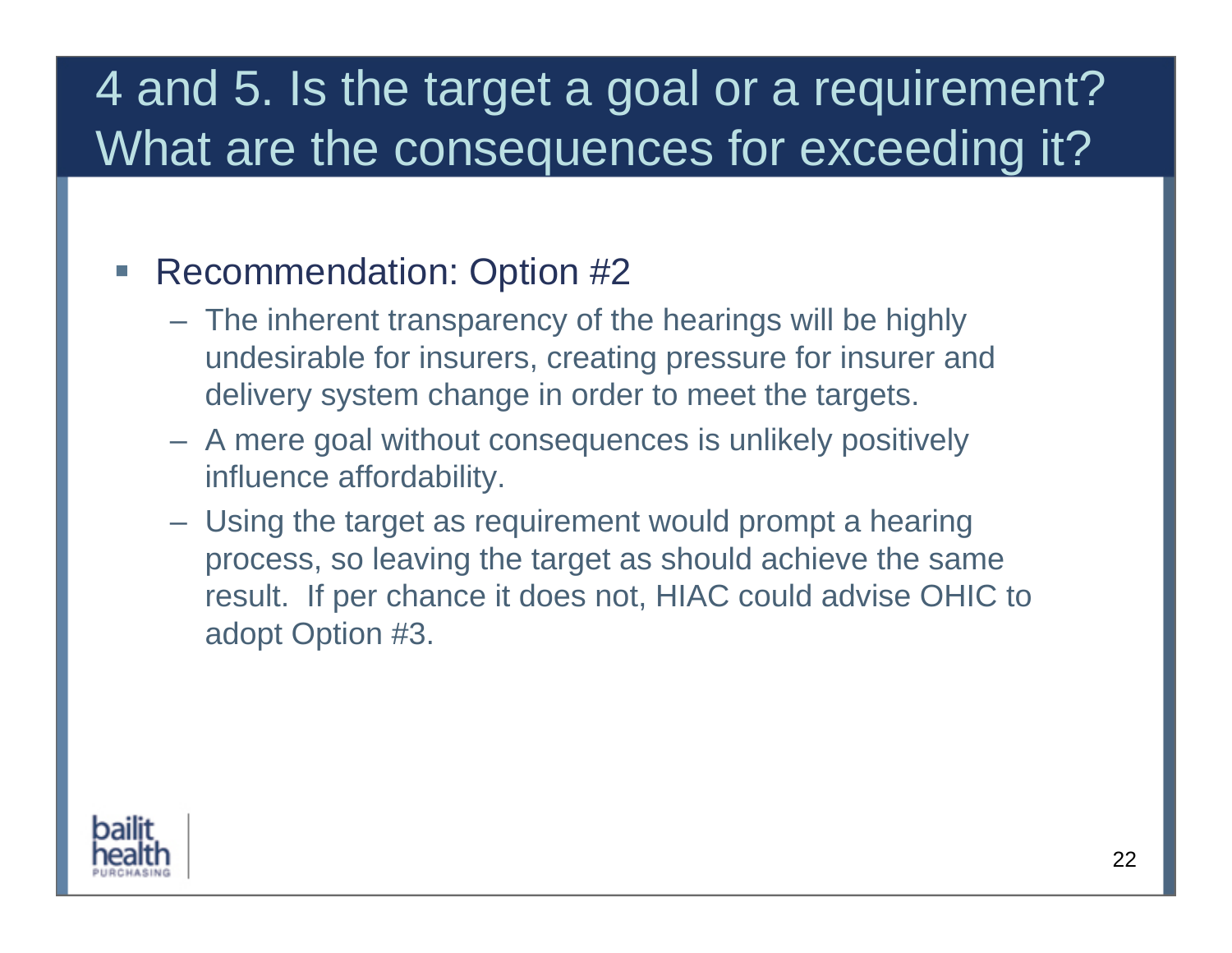# 4 and 5. Is the target a goal or a requirement? What are the consequences for exceeding it?

- Recommendation: Option #2
  - The inherent transparency of the hearings will be highly undesirable for insurers, creating pressure for insurer and delivery system change in order to meet the targets.
  - A mere goal without consequences is unlikely positively influence affordability.
  - Using the target as requirement would prompt a hearing process, so leaving the target as should achieve the same result. If per chance it does not, HIAC could advise OHIC to adopt Option #3.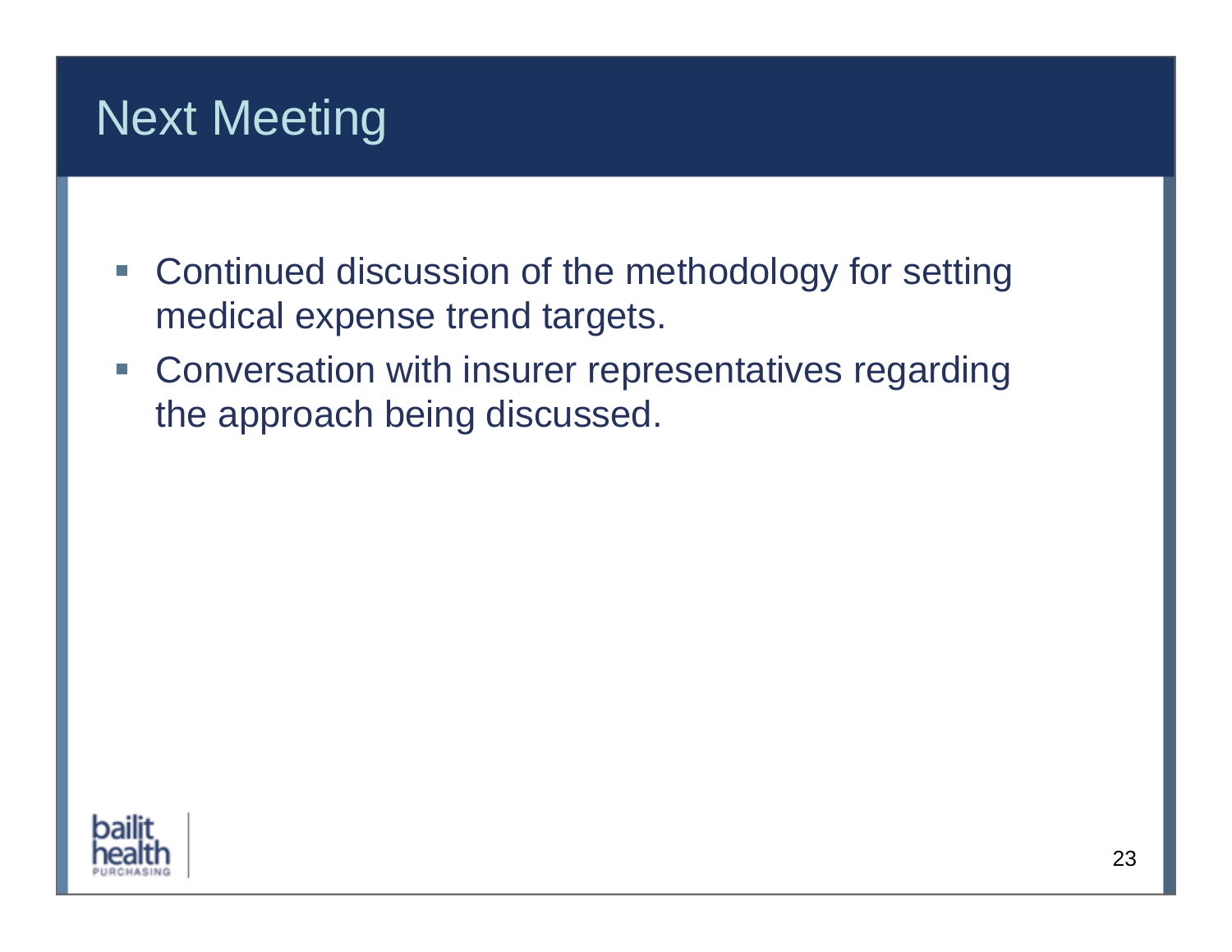# Next Meeting

- Continued discussion of the methodology for setting medical expense trend targets.
- Conversation with insurer representatives regarding the approach being discussed.